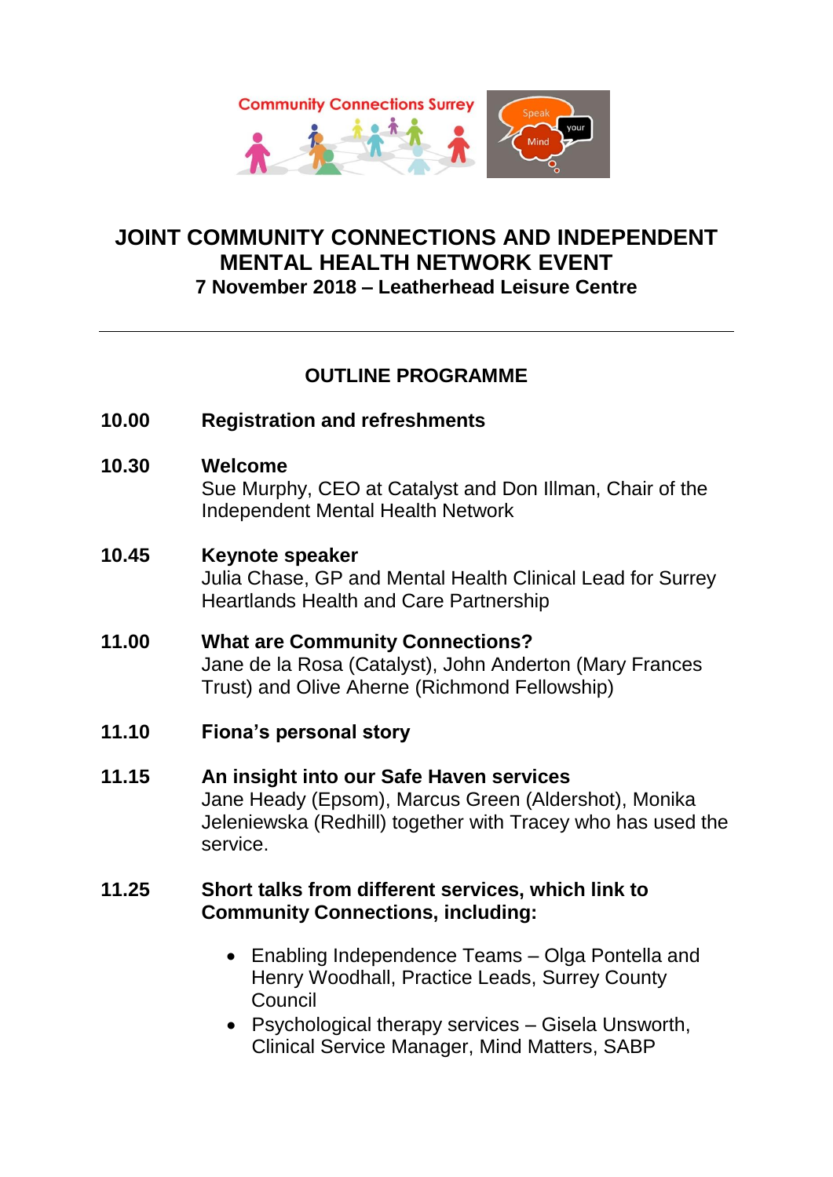# JOINT COMMUNITY CONNECTIONS AND INDEPENDENT MENTAL HEALTH NETWORK EVENT

**7 November 2018 – Leatherhead Leisure Centre**

---

## OUTLINE PROGRAMME

**10.00** **Registration and refreshments**

**10.30** **Welcome**
Sue Murphy, CEO at Catalyst and Don Illman, Chair of the Independent Mental Health Network

**10.45** **Keynote speaker**
Julia Chase, GP and Mental Health Clinical Lead for Surrey Heartlands Health and Care Partnership

**11.00** **What are Community Connections?**
Jane de la Rosa (Catalyst), John Anderton (Mary Frances Trust) and Olive Aherne (Richmond Fellowship)

**11.10** **Fiona's personal story**

**11.15** **An insight into our Safe Haven services**
Jane Heady (Epsom), Marcus Green (Aldershot), Monika Jeleniewska (Redhill) together with Tracey who has used the service.

**11.25** **Short talks from different services, which link to Community Connections, including:**

- Enabling Independence Teams – Olga Pontella and Henry Woodhall, Practice Leads, Surrey County Council
- Psychological therapy services – Gisela Unsworth, Clinical Service Manager, Mind Matters, SABP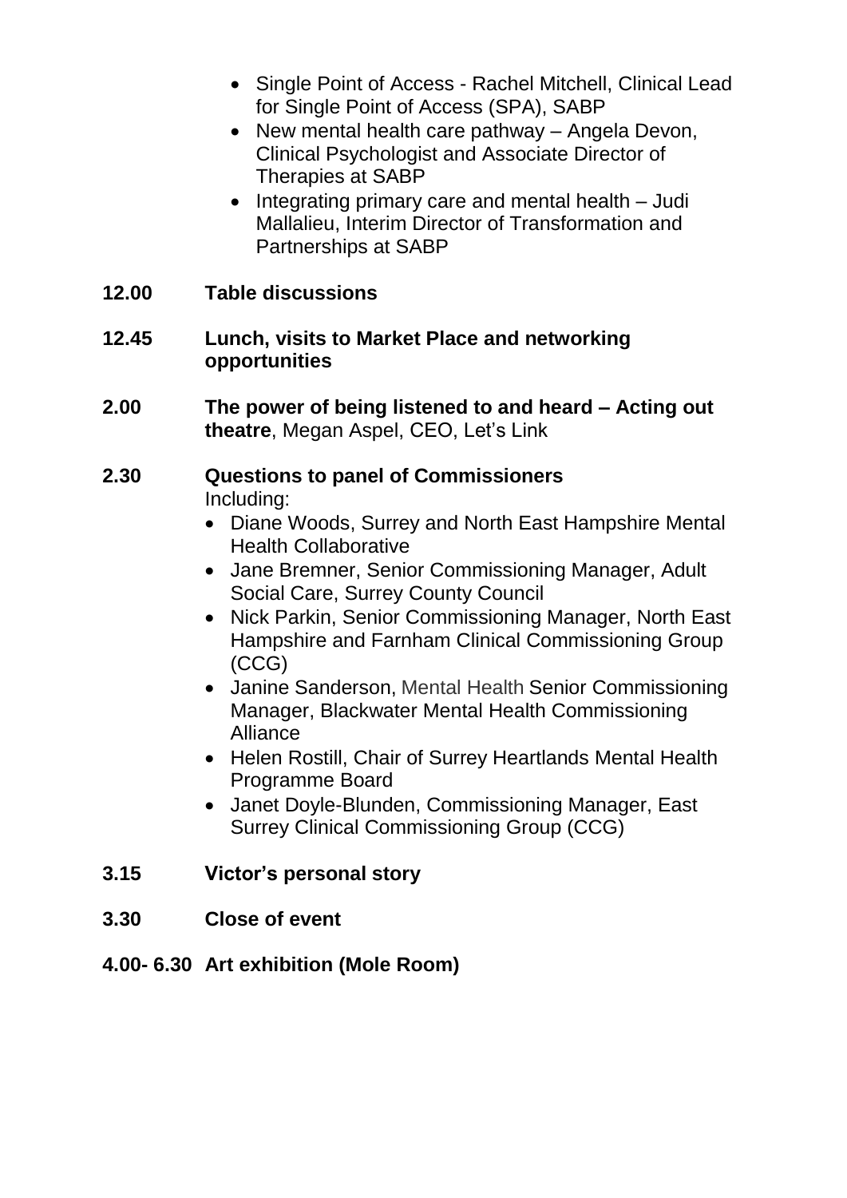- Single Point of Access - Rachel Mitchell, Clinical Lead for Single Point of Access (SPA), SABP
- New mental health care pathway – Angela Devon, Clinical Psychologist and Associate Director of Therapies at SABP
- Integrating primary care and mental health – Judi Mallalieu, Interim Director of Transformation and Partnerships at SABP

**12.00 Table discussions**

**12.45 Lunch, visits to Market Place and networking opportunities**

**2.00 The power of being listened to and heard – Acting out theatre**, Megan Aspel, CEO, Let's Link

**2.30 Questions to panel of Commissioners**
Including:

- Diane Woods, Surrey and North East Hampshire Mental Health Collaborative
- Jane Bremner, Senior Commissioning Manager, Adult Social Care, Surrey County Council
- Nick Parkin, Senior Commissioning Manager, North East Hampshire and Farnham Clinical Commissioning Group (CCG)
- Janine Sanderson, Mental Health Senior Commissioning Manager, Blackwater Mental Health Commissioning Alliance
- Helen Rostill, Chair of Surrey Heartlands Mental Health Programme Board
- Janet Doyle-Blunden, Commissioning Manager, East Surrey Clinical Commissioning Group (CCG)

**3.15 Victor's personal story**

**3.30 Close of event**

**4.00- 6.30 Art exhibition (Mole Room)**